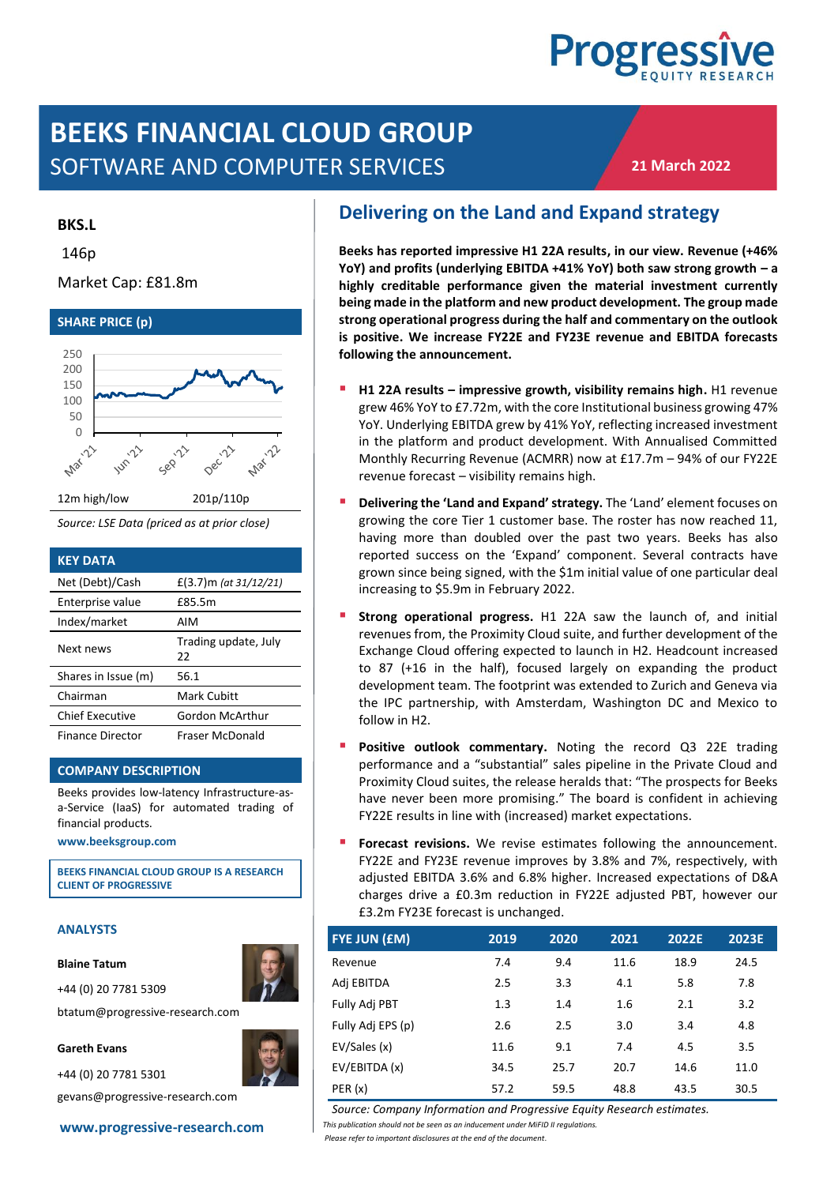# BEEKS FINANCIAL CLOUD GROUP

SOFTWARE AND COMPUTER SERVICES

**21 March 2022**

**BKS.L**

146p

Market Cap: £81.8m

### SHARE PRICE (p)

12m high/low: 201p/110p

*Source: LSE Data (priced as at prior close)*

### KEY DATA

| | |
|---|---|
| Net (Debt)/Cash | £(3.7)m *(at 31/12/21)* |
| Enterprise value | £85.5m |
| Index/market | AIM |
| Next news | Trading update, July 22 |
| Shares in Issue (m) | 56.1 |
| Chairman | Mark Cubitt |
| Chief Executive | Gordon McArthur |
| Finance Director | Fraser McDonald |

### COMPANY DESCRIPTION

Beeks provides low-latency Infrastructure-as-a-Service (IaaS) for automated trading of financial products.

**www.beeksgroup.com**

**BEEKS FINANCIAL CLOUD GROUP IS A RESEARCH CLIENT OF PROGRESSIVE**

### ANALYSTS

**Blaine Tatum**

+44 (0) 20 7781 5309

btatum@progressive-research.com

**Gareth Evans**

+44 (0) 20 7781 5301

gevans@progressive-research.com

**www.progressive-research.com**

## Delivering on the Land and Expand strategy

**Beeks has reported impressive H1 22A results, in our view. Revenue (+46% YoY) and profits (underlying EBITDA +41% YoY) both saw strong growth – a highly creditable performance given the material investment currently being made in the platform and new product development. The group made strong operational progress during the half and commentary on the outlook is positive. We increase FY22E and FY23E revenue and EBITDA forecasts following the announcement.**

- **H1 22A results – impressive growth, visibility remains high.** H1 revenue grew 46% YoY to £7.72m, with the core Institutional business growing 47% YoY. Underlying EBITDA grew by 41% YoY, reflecting increased investment in the platform and product development. With Annualised Committed Monthly Recurring Revenue (ACMRR) now at £17.7m – 94% of our FY22E revenue forecast – visibility remains high.
- **Delivering the 'Land and Expand' strategy.** The 'Land' element focuses on growing the core Tier 1 customer base. The roster has now reached 11, having more than doubled over the past two years. Beeks has also reported success on the 'Expand' component. Several contracts have grown since being signed, with the $1m initial value of one particular deal increasing to $5.9m in February 2022.
- **Strong operational progress.** H1 22A saw the launch of, and initial revenues from, the Proximity Cloud suite, and further development of the Exchange Cloud offering expected to launch in H2. Headcount increased to 87 (+16 in the half), focused largely on expanding the product development team. The footprint was extended to Zurich and Geneva via the IPC partnership, with Amsterdam, Washington DC and Mexico to follow in H2.
- **Positive outlook commentary.** Noting the record Q3 22E trading performance and a "substantial" sales pipeline in the Private Cloud and Proximity Cloud suites, the release heralds that: "The prospects for Beeks have never been more promising." The board is confident in achieving FY22E results in line with (increased) market expectations.
- **Forecast revisions.** We revise estimates following the announcement. FY22E and FY23E revenue improves by 3.8% and 7%, respectively, with adjusted EBITDA 3.6% and 6.8% higher. Increased expectations of D&A charges drive a £0.3m reduction in FY22E adjusted PBT, however our £3.2m FY23E forecast is unchanged.

| FYE JUN (£M) | 2019 | 2020 | 2021 | 2022E | 2023E |
|---|---|---|---|---|---|
| Revenue | 7.4 | 9.4 | 11.6 | 18.9 | 24.5 |
| Adj EBITDA | 2.5 | 3.3 | 4.1 | 5.8 | 7.8 |
| Fully Adj PBT | 1.3 | 1.4 | 1.6 | 2.1 | 3.2 |
| Fully Adj EPS (p) | 2.6 | 2.5 | 3.0 | 3.4 | 4.8 |
| EV/Sales (x) | 11.6 | 9.1 | 7.4 | 4.5 | 3.5 |
| EV/EBITDA (x) | 34.5 | 25.7 | 20.7 | 14.6 | 11.0 |
| PER (x) | 57.2 | 59.5 | 48.8 | 43.5 | 30.5 |

*Source: Company Information and Progressive Equity Research estimates.*

*This publication should not be seen as an inducement under MiFID II regulations.*

*Please refer to important disclosures at the end of the document.*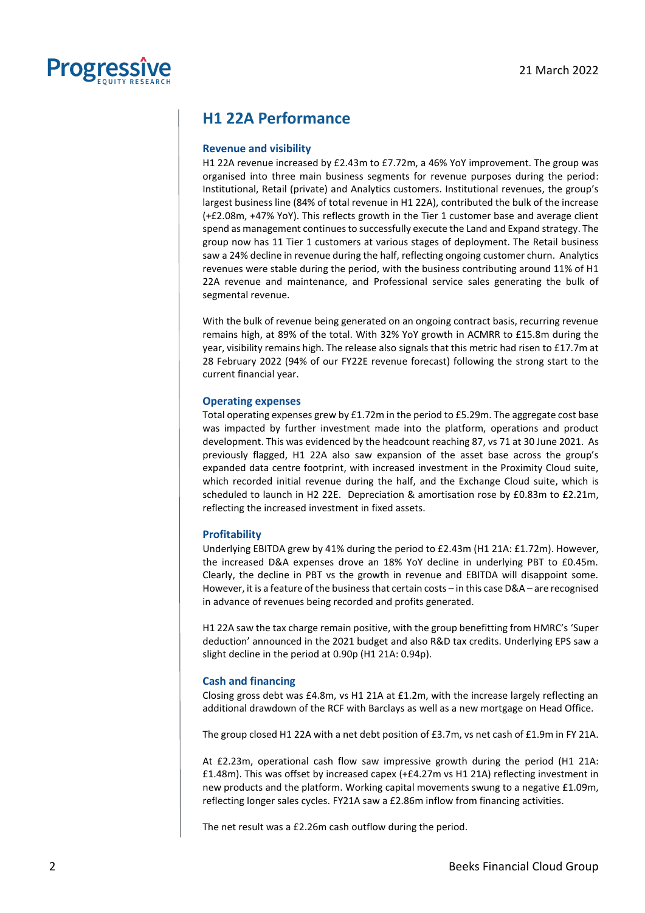## H1 22A Performance

### Revenue and visibility

H1 22A revenue increased by £2.43m to £7.72m, a 46% YoY improvement. The group was organised into three main business segments for revenue purposes during the period: Institutional, Retail (private) and Analytics customers. Institutional revenues, the group's largest business line (84% of total revenue in H1 22A), contributed the bulk of the increase (+£2.08m, +47% YoY). This reflects growth in the Tier 1 customer base and average client spend as management continues to successfully execute the Land and Expand strategy. The group now has 11 Tier 1 customers at various stages of deployment. The Retail business saw a 24% decline in revenue during the half, reflecting ongoing customer churn. Analytics revenues were stable during the period, with the business contributing around 11% of H1 22A revenue and maintenance, and Professional service sales generating the bulk of segmental revenue.

With the bulk of revenue being generated on an ongoing contract basis, recurring revenue remains high, at 89% of the total. With 32% YoY growth in ACMRR to £15.8m during the year, visibility remains high. The release also signals that this metric had risen to £17.7m at 28 February 2022 (94% of our FY22E revenue forecast) following the strong start to the current financial year.

### Operating expenses

Total operating expenses grew by £1.72m in the period to £5.29m. The aggregate cost base was impacted by further investment made into the platform, operations and product development. This was evidenced by the headcount reaching 87, vs 71 at 30 June 2021. As previously flagged, H1 22A also saw expansion of the asset base across the group's expanded data centre footprint, with increased investment in the Proximity Cloud suite, which recorded initial revenue during the half, and the Exchange Cloud suite, which is scheduled to launch in H2 22E. Depreciation & amortisation rose by £0.83m to £2.21m, reflecting the increased investment in fixed assets.

### Profitability

Underlying EBITDA grew by 41% during the period to £2.43m (H1 21A: £1.72m). However, the increased D&A expenses drove an 18% YoY decline in underlying PBT to £0.45m. Clearly, the decline in PBT vs the growth in revenue and EBITDA will disappoint some. However, it is a feature of the business that certain costs – in this case D&A – are recognised in advance of revenues being recorded and profits generated.

H1 22A saw the tax charge remain positive, with the group benefitting from HMRC's 'Super deduction' announced in the 2021 budget and also R&D tax credits. Underlying EPS saw a slight decline in the period at 0.90p (H1 21A: 0.94p).

### Cash and financing

Closing gross debt was £4.8m, vs H1 21A at £1.2m, with the increase largely reflecting an additional drawdown of the RCF with Barclays as well as a new mortgage on Head Office.

The group closed H1 22A with a net debt position of £3.7m, vs net cash of £1.9m in FY 21A.

At £2.23m, operational cash flow saw impressive growth during the period (H1 21A: £1.48m). This was offset by increased capex (+£4.27m vs H1 21A) reflecting investment in new products and the platform. Working capital movements swung to a negative £1.09m, reflecting longer sales cycles. FY21A saw a £2.86m inflow from financing activities.

The net result was a £2.26m cash outflow during the period.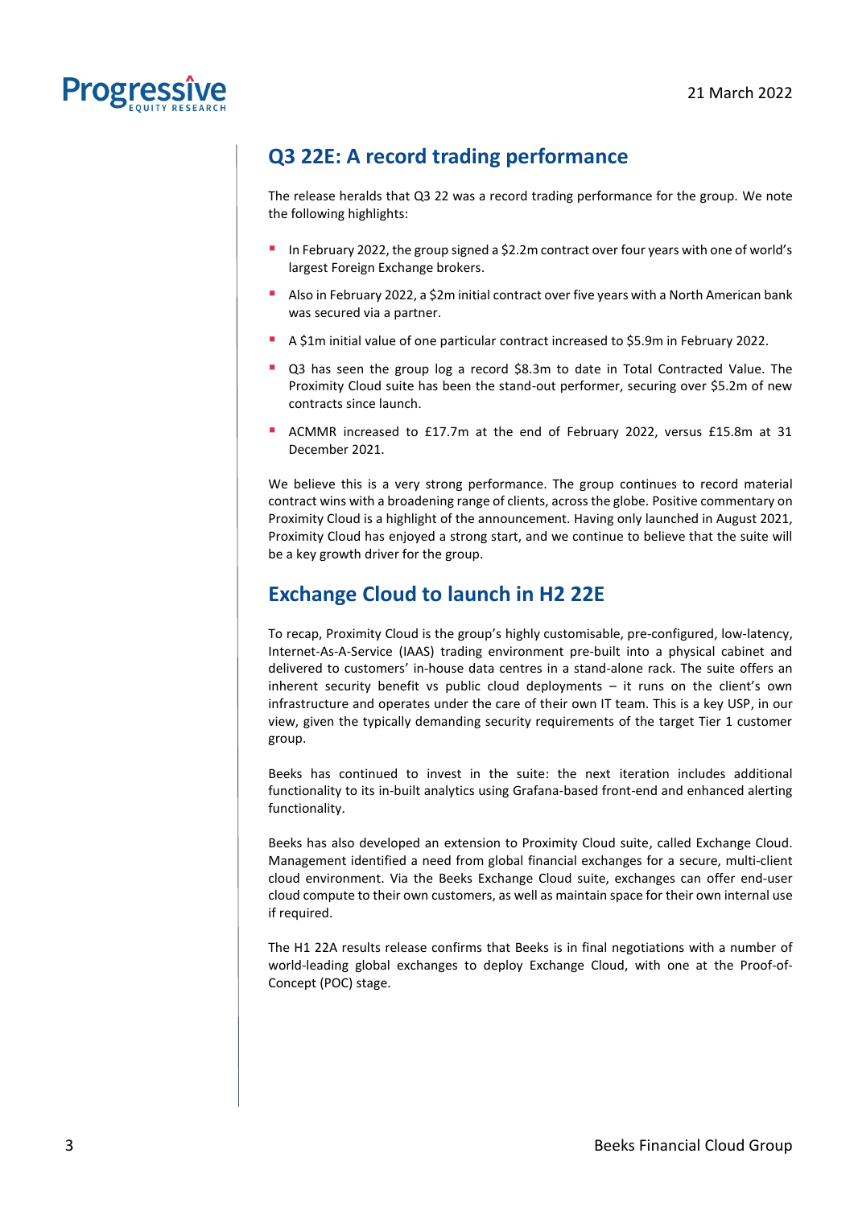## Q3 22E: A record trading performance

The release heralds that Q3 22 was a record trading performance for the group. We note the following highlights:

- In February 2022, the group signed a $2.2m contract over four years with one of world's largest Foreign Exchange brokers.
- Also in February 2022, a $2m initial contract over five years with a North American bank was secured via a partner.
- A $1m initial value of one particular contract increased to $5.9m in February 2022.
- Q3 has seen the group log a record $8.3m to date in Total Contracted Value. The Proximity Cloud suite has been the stand-out performer, securing over $5.2m of new contracts since launch.
- ACMMR increased to £17.7m at the end of February 2022, versus £15.8m at 31 December 2021.

We believe this is a very strong performance. The group continues to record material contract wins with a broadening range of clients, across the globe. Positive commentary on Proximity Cloud is a highlight of the announcement. Having only launched in August 2021, Proximity Cloud has enjoyed a strong start, and we continue to believe that the suite will be a key growth driver for the group.

## Exchange Cloud to launch in H2 22E

To recap, Proximity Cloud is the group's highly customisable, pre-configured, low-latency, Internet-As-A-Service (IAAS) trading environment pre-built into a physical cabinet and delivered to customers' in-house data centres in a stand-alone rack. The suite offers an inherent security benefit vs public cloud deployments – it runs on the client's own infrastructure and operates under the care of their own IT team. This is a key USP, in our view, given the typically demanding security requirements of the target Tier 1 customer group.

Beeks has continued to invest in the suite: the next iteration includes additional functionality to its in-built analytics using Grafana-based front-end and enhanced alerting functionality.

Beeks has also developed an extension to Proximity Cloud suite, called Exchange Cloud. Management identified a need from global financial exchanges for a secure, multi-client cloud environment. Via the Beeks Exchange Cloud suite, exchanges can offer end-user cloud compute to their own customers, as well as maintain space for their own internal use if required.

The H1 22A results release confirms that Beeks is in final negotiations with a number of world-leading global exchanges to deploy Exchange Cloud, with one at the Proof-of-Concept (POC) stage.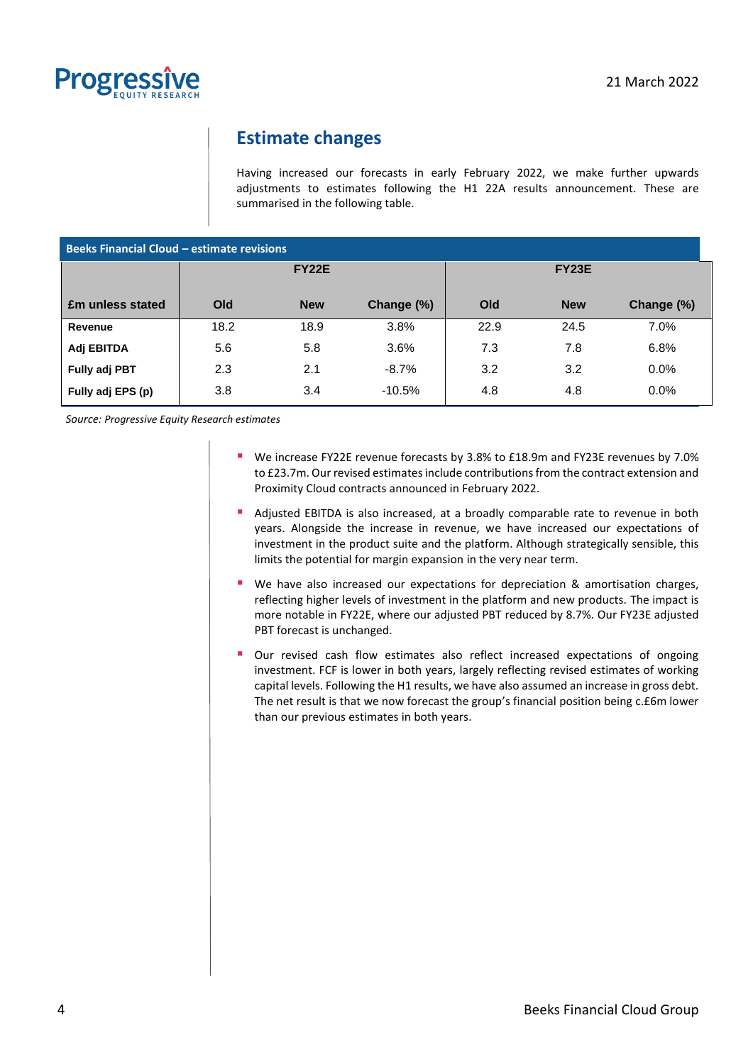## Estimate changes

Having increased our forecasts in early February 2022, we make further upwards adjustments to estimates following the H1 22A results announcement. These are summarised in the following table.

**Beeks Financial Cloud – estimate revisions**

| | FY22E | | | FY23E | | |
|---|---|---|---|---|---|---|
| **£m unless stated** | **Old** | **New** | **Change (%)** | **Old** | **New** | **Change (%)** |
| **Revenue** | 18.2 | 18.9 | 3.8% | 22.9 | 24.5 | 7.0% |
| **Adj EBITDA** | 5.6 | 5.8 | 3.6% | 7.3 | 7.8 | 6.8% |
| **Fully adj PBT** | 2.3 | 2.1 | -8.7% | 3.2 | 3.2 | 0.0% |
| **Fully adj EPS (p)** | 3.8 | 3.4 | -10.5% | 4.8 | 4.8 | 0.0% |

*Source: Progressive Equity Research estimates*

- We increase FY22E revenue forecasts by 3.8% to £18.9m and FY23E revenues by 7.0% to £23.7m. Our revised estimates include contributions from the contract extension and Proximity Cloud contracts announced in February 2022.
- Adjusted EBITDA is also increased, at a broadly comparable rate to revenue in both years. Alongside the increase in revenue, we have increased our expectations of investment in the product suite and the platform. Although strategically sensible, this limits the potential for margin expansion in the very near term.
- We have also increased our expectations for depreciation & amortisation charges, reflecting higher levels of investment in the platform and new products. The impact is more notable in FY22E, where our adjusted PBT reduced by 8.7%. Our FY23E adjusted PBT forecast is unchanged.
- Our revised cash flow estimates also reflect increased expectations of ongoing investment. FCF is lower in both years, largely reflecting revised estimates of working capital levels. Following the H1 results, we have also assumed an increase in gross debt. The net result is that we now forecast the group's financial position being c.£6m lower than our previous estimates in both years.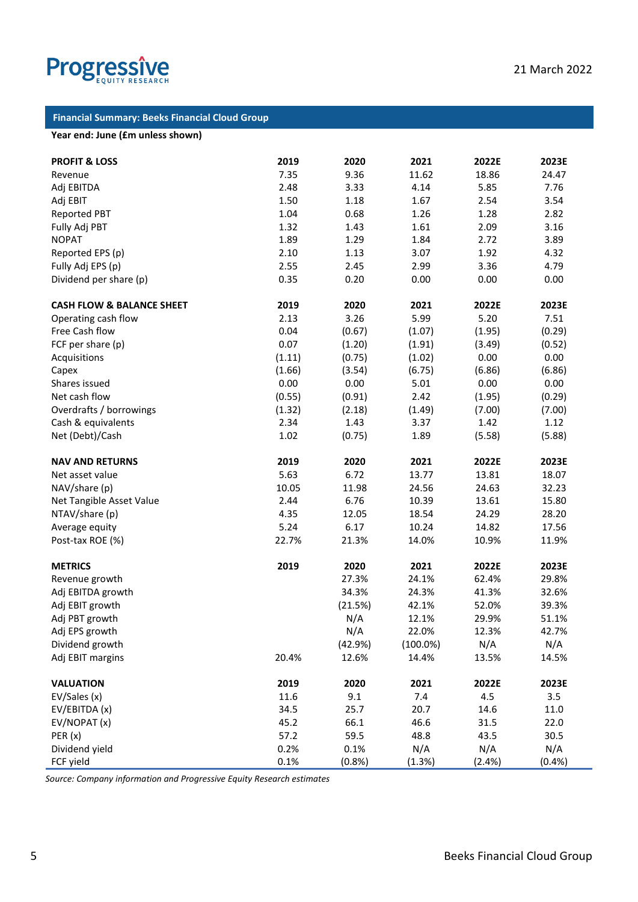## Financial Summary: Beeks Financial Cloud Group

**Year end: June (£m unless shown)**

| **PROFIT & LOSS** | **2019** | **2020** | **2021** | **2022E** | **2023E** |
|---|---|---|---|---|---|
| Revenue | 7.35 | 9.36 | 11.62 | 18.86 | 24.47 |
| Adj EBITDA | 2.48 | 3.33 | 4.14 | 5.85 | 7.76 |
| Adj EBIT | 1.50 | 1.18 | 1.67 | 2.54 | 3.54 |
| Reported PBT | 1.04 | 0.68 | 1.26 | 1.28 | 2.82 |
| Fully Adj PBT | 1.32 | 1.43 | 1.61 | 2.09 | 3.16 |
| NOPAT | 1.89 | 1.29 | 1.84 | 2.72 | 3.89 |
| Reported EPS (p) | 2.10 | 1.13 | 3.07 | 1.92 | 4.32 |
| Fully Adj EPS (p) | 2.55 | 2.45 | 2.99 | 3.36 | 4.79 |
| Dividend per share (p) | 0.35 | 0.20 | 0.00 | 0.00 | 0.00 |
| | | | | | |
| **CASH FLOW & BALANCE SHEET** | **2019** | **2020** | **2021** | **2022E** | **2023E** |
| Operating cash flow | 2.13 | 3.26 | 5.99 | 5.20 | 7.51 |
| Free Cash flow | 0.04 | (0.67) | (1.07) | (1.95) | (0.29) |
| FCF per share (p) | 0.07 | (1.20) | (1.91) | (3.49) | (0.52) |
| Acquisitions | (1.11) | (0.75) | (1.02) | 0.00 | 0.00 |
| Capex | (1.66) | (3.54) | (6.75) | (6.86) | (6.86) |
| Shares issued | 0.00 | 0.00 | 5.01 | 0.00 | 0.00 |
| Net cash flow | (0.55) | (0.91) | 2.42 | (1.95) | (0.29) |
| Overdrafts / borrowings | (1.32) | (2.18) | (1.49) | (7.00) | (7.00) |
| Cash & equivalents | 2.34 | 1.43 | 3.37 | 1.42 | 1.12 |
| Net (Debt)/Cash | 1.02 | (0.75) | 1.89 | (5.58) | (5.88) |
| | | | | | |
| **NAV AND RETURNS** | **2019** | **2020** | **2021** | **2022E** | **2023E** |
| Net asset value | 5.63 | 6.72 | 13.77 | 13.81 | 18.07 |
| NAV/share (p) | 10.05 | 11.98 | 24.56 | 24.63 | 32.23 |
| Net Tangible Asset Value | 2.44 | 6.76 | 10.39 | 13.61 | 15.80 |
| NTAV/share (p) | 4.35 | 12.05 | 18.54 | 24.29 | 28.20 |
| Average equity | 5.24 | 6.17 | 10.24 | 14.82 | 17.56 |
| Post-tax ROE (%) | 22.7% | 21.3% | 14.0% | 10.9% | 11.9% |
| | | | | | |
| **METRICS** | **2019** | **2020** | **2021** | **2022E** | **2023E** |
| Revenue growth | | 27.3% | 24.1% | 62.4% | 29.8% |
| Adj EBITDA growth | | 34.3% | 24.3% | 41.3% | 32.6% |
| Adj EBIT growth | | (21.5%) | 42.1% | 52.0% | 39.3% |
| Adj PBT growth | | N/A | 12.1% | 29.9% | 51.1% |
| Adj EPS growth | | N/A | 22.0% | 12.3% | 42.7% |
| Dividend growth | | (42.9%) | (100.0%) | N/A | N/A |
| Adj EBIT margins | 20.4% | 12.6% | 14.4% | 13.5% | 14.5% |
| | | | | | |
| **VALUATION** | **2019** | **2020** | **2021** | **2022E** | **2023E** |
| EV/Sales (x) | 11.6 | 9.1 | 7.4 | 4.5 | 3.5 |
| EV/EBITDA (x) | 34.5 | 25.7 | 20.7 | 14.6 | 11.0 |
| EV/NOPAT (x) | 45.2 | 66.1 | 46.6 | 31.5 | 22.0 |
| PER (x) | 57.2 | 59.5 | 48.8 | 43.5 | 30.5 |
| Dividend yield | 0.2% | 0.1% | N/A | N/A | N/A |
| FCF yield | 0.1% | (0.8%) | (1.3%) | (2.4%) | (0.4%) |

*Source: Company information and Progressive Equity Research estimates*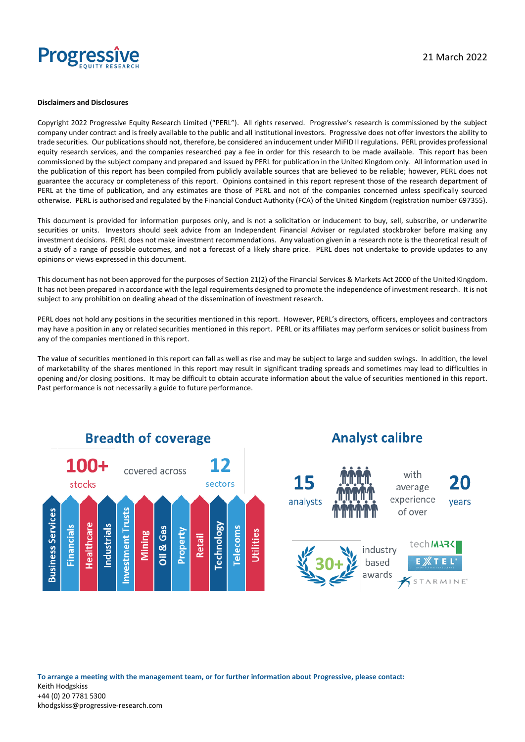Progressive EQUITY RESEARCH

21 March 2022

**Disclaimers and Disclosures**

Copyright 2022 Progressive Equity Research Limited ("PERL"). All rights reserved. Progressive's research is commissioned by the subject company under contract and is freely available to the public and all institutional investors. Progressive does not offer investors the ability to trade securities. Our publications should not, therefore, be considered an inducement under MiFID II regulations. PERL provides professional equity research services, and the companies researched pay a fee in order for this research to be made available. This report has been commissioned by the subject company and prepared and issued by PERL for publication in the United Kingdom only. All information used in the publication of this report has been compiled from publicly available sources that are believed to be reliable; however, PERL does not guarantee the accuracy or completeness of this report. Opinions contained in this report represent those of the research department of PERL at the time of publication, and any estimates are those of PERL and not of the companies concerned unless specifically sourced otherwise. PERL is authorised and regulated by the Financial Conduct Authority (FCA) of the United Kingdom (registration number 697355).

This document is provided for information purposes only, and is not a solicitation or inducement to buy, sell, subscribe, or underwrite securities or units. Investors should seek advice from an Independent Financial Adviser or regulated stockbroker before making any investment decisions. PERL does not make investment recommendations. Any valuation given in a research note is the theoretical result of a study of a range of possible outcomes, and not a forecast of a likely share price. PERL does not undertake to provide updates to any opinions or views expressed in this document.

This document has not been approved for the purposes of Section 21(2) of the Financial Services & Markets Act 2000 of the United Kingdom. It has not been prepared in accordance with the legal requirements designed to promote the independence of investment research. It is not subject to any prohibition on dealing ahead of the dissemination of investment research.

PERL does not hold any positions in the securities mentioned in this report. However, PERL's directors, officers, employees and contractors may have a position in any or related securities mentioned in this report. PERL or its affiliates may perform services or solicit business from any of the companies mentioned in this report.

The value of securities mentioned in this report can fall as well as rise and may be subject to large and sudden swings. In addition, the level of marketability of the shares mentioned in this report may result in significant trading spreads and sometimes may lead to difficulties in opening and/or closing positions. It may be difficult to obtain accurate information about the value of securities mentioned in this report. Past performance is not necessarily a guide to future performance.

## Breadth of coverage

100+ stocks covered across 12 sectors

Business Services
Financials
Healthcare
Industrials
Investment Trusts
Mining
Oil & Gas
Property
Retail
Technology
Telecoms
Utilities

## Analyst calibre

15 analysts with average experience of over 20 years

30+ industry based awards

techMARK
EXTEL
STARMINE

**To arrange a meeting with the management team, or for further information about Progressive, please contact:**

Keith Hodgskiss
+44 (0) 20 7781 5300
khodgskiss@progressive-research.com